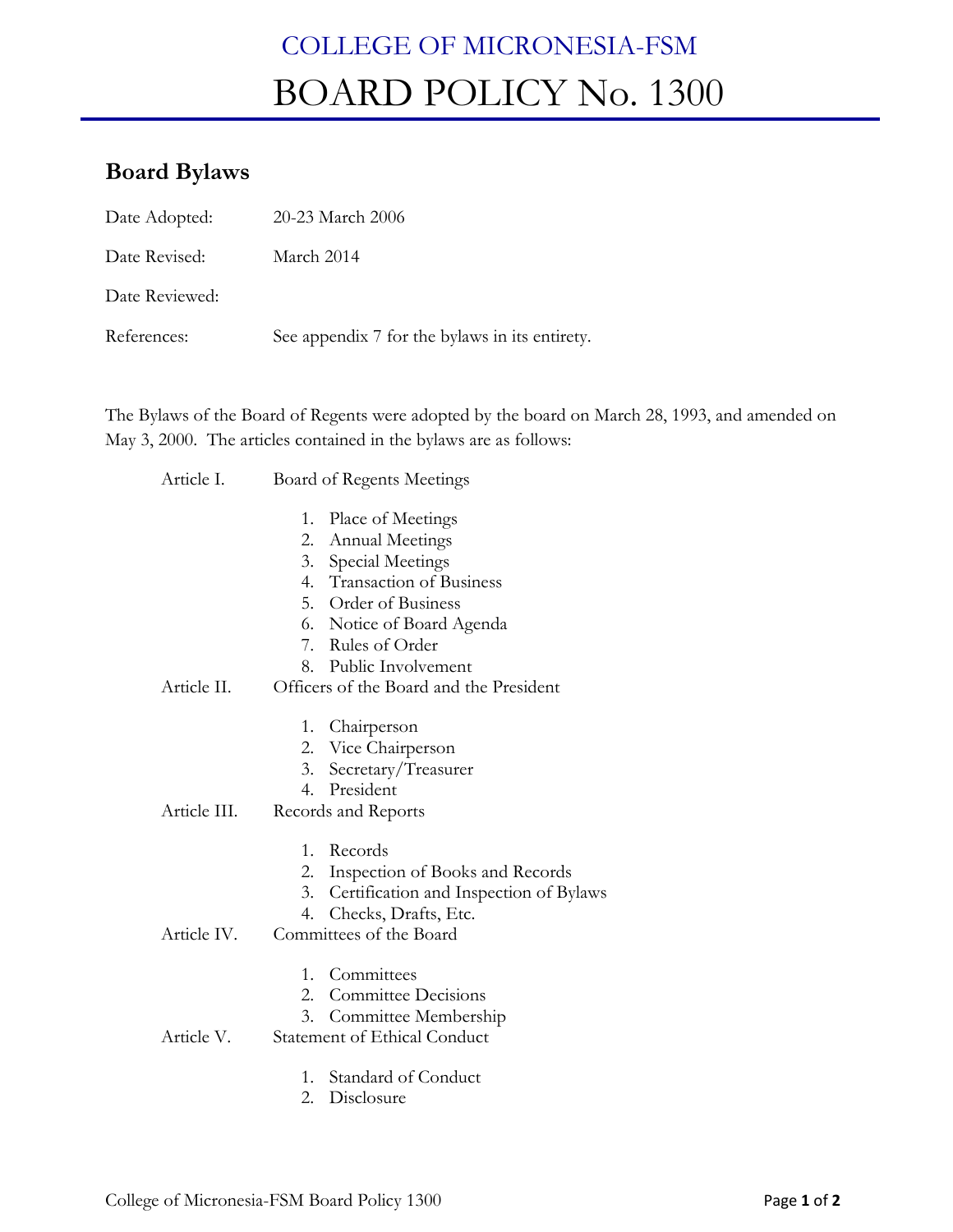# COLLEGE OF MICRONESIA-FSM

# BOARD POLICY No. 1300

## Board Bylaws

| | |
|---|---|
| Date Adopted: | 20-23 March 2006 |
| Date Revised: | March 2014 |
| Date Reviewed: | |
| References: | See appendix 7 for the bylaws in its entirety. |

The Bylaws of the Board of Regents were adopted by the board on March 28, 1993, and amended on May 3, 2000. The articles contained in the bylaws are as follows:

Article I. Board of Regents Meetings

1. Place of Meetings
2. Annual Meetings
3. Special Meetings
4. Transaction of Business
5. Order of Business
6. Notice of Board Agenda
7. Rules of Order
8. Public Involvement

Article II. Officers of the Board and the President

1. Chairperson
2. Vice Chairperson
3. Secretary/Treasurer
4. President

Article III. Records and Reports

1. Records
2. Inspection of Books and Records
3. Certification and Inspection of Bylaws
4. Checks, Drafts, Etc.

Article IV. Committees of the Board

1. Committees
2. Committee Decisions
3. Committee Membership

Article V. Statement of Ethical Conduct

1. Standard of Conduct
2. Disclosure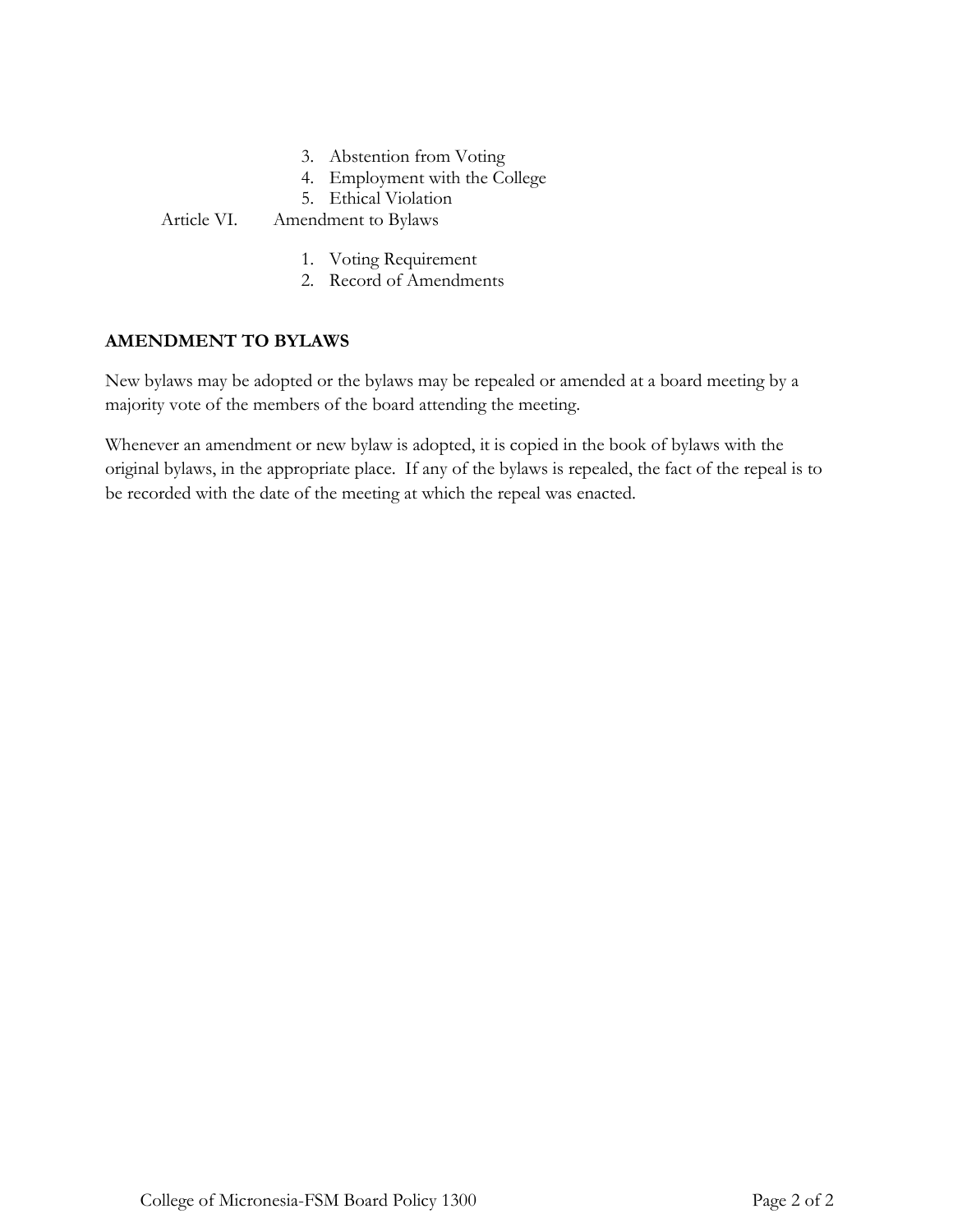3. Abstention from Voting
4. Employment with the College
5. Ethical Violation

Article VI. Amendment to Bylaws

1. Voting Requirement
2. Record of Amendments

**AMENDMENT TO BYLAWS**

New bylaws may be adopted or the bylaws may be repealed or amended at a board meeting by a majority vote of the members of the board attending the meeting.

Whenever an amendment or new bylaw is adopted, it is copied in the book of bylaws with the original bylaws, in the appropriate place. If any of the bylaws is repealed, the fact of the repeal is to be recorded with the date of the meeting at which the repeal was enacted.